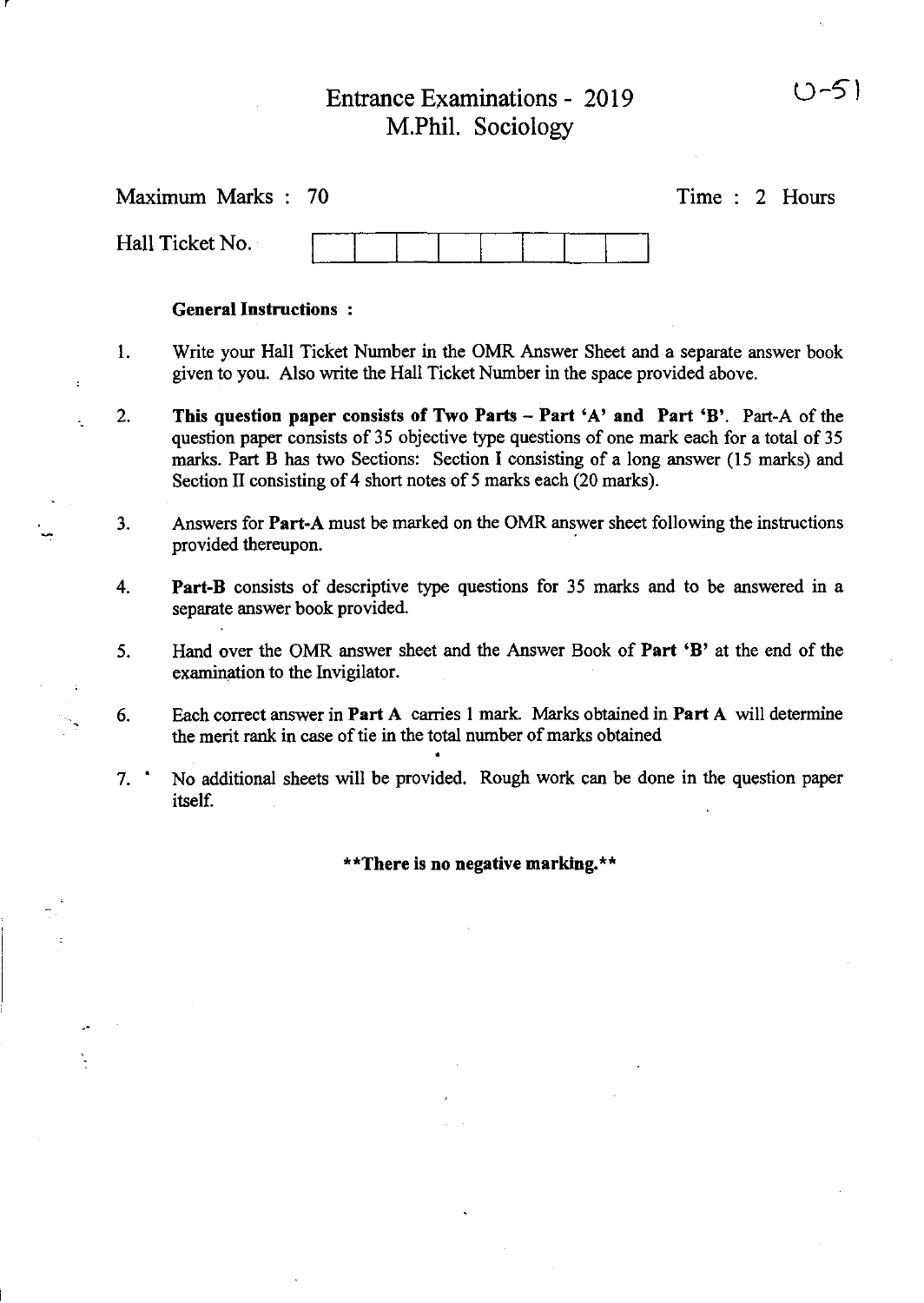U-51

# Entrance Examinations - 2019
## M.Phil. Sociology

Maximum Marks : 70 Time : 2 Hours

Hall Ticket No.

| | | | | | | | |
|---|---|---|---|---|---|---|---|
| | | | | | | | |

**General Instructions :**

1. Write your Hall Ticket Number in the OMR Answer Sheet and a separate answer book given to you. Also write the Hall Ticket Number in the space provided above.

2. **This question paper consists of Two Parts – Part 'A' and Part 'B'**. Part-A of the question paper consists of 35 objective type questions of one mark each for a total of 35 marks. Part B has two Sections: Section I consisting of a long answer (15 marks) and Section II consisting of 4 short notes of 5 marks each (20 marks).

3. Answers for **Part-A** must be marked on the OMR answer sheet following the instructions provided thereupon.

4. **Part-B** consists of descriptive type questions for 35 marks and to be answered in a separate answer book provided.

5. Hand over the OMR answer sheet and the Answer Book of **Part 'B'** at the end of the examination to the Invigilator.

6. Each correct answer in **Part A** carries 1 mark. Marks obtained in **Part A** will determine the merit rank in case of tie in the total number of marks obtained

7. No additional sheets will be provided. Rough work can be done in the question paper itself.

**\*\*There is no negative marking.\*\***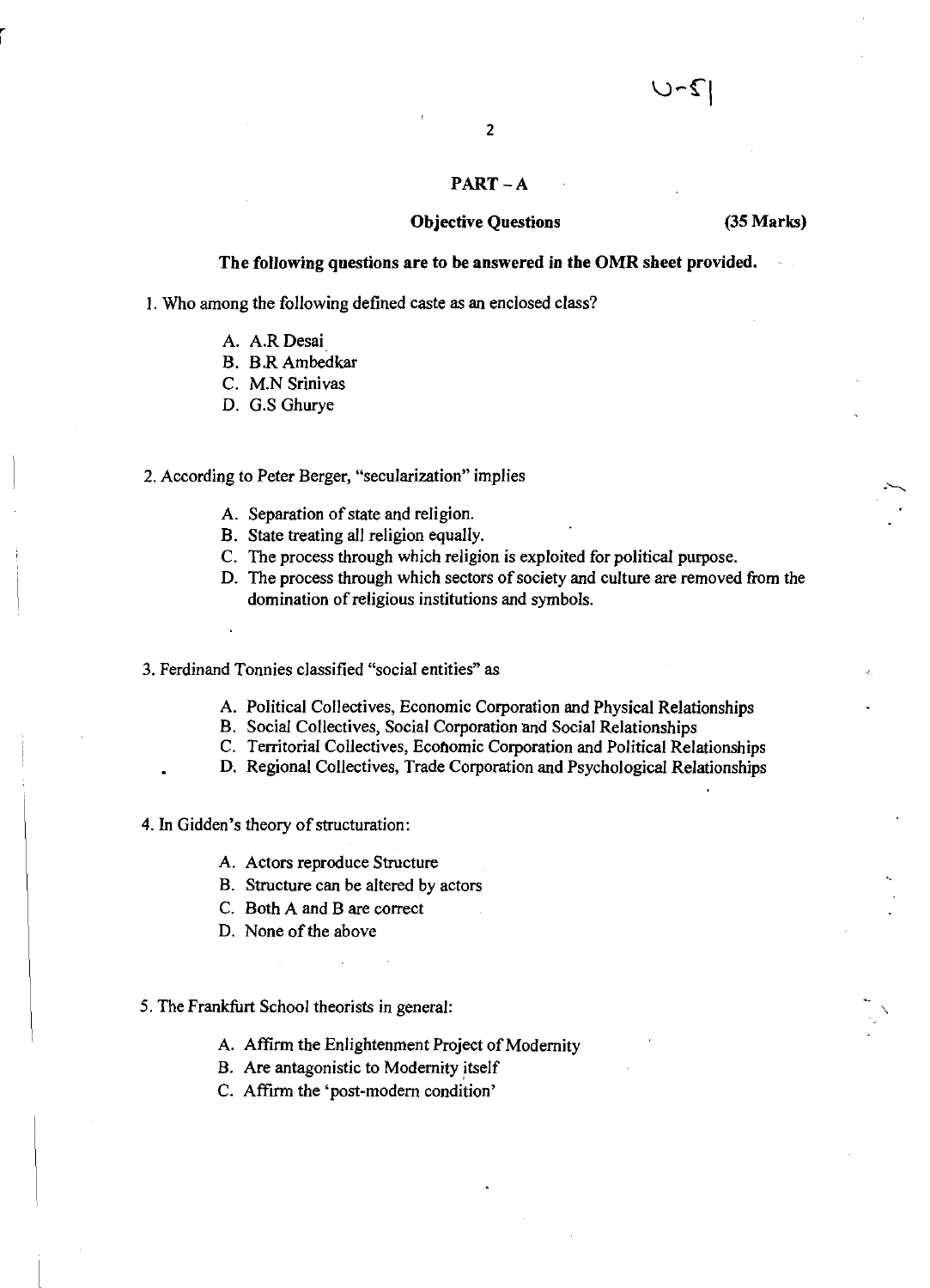U-51

## PART – A

**Objective Questions** **(35 Marks)**

**The following questions are to be answered in the OMR sheet provided.**

1. Who among the following defined caste as an enclosed class?

   A. A.R Desai
   B. B.R Ambedkar
   C. M.N Srinivas
   D. G.S Ghurye

2. According to Peter Berger, "secularization" implies

   A. Separation of state and religion.
   B. State treating all religion equally.
   C. The process through which religion is exploited for political purpose.
   D. The process through which sectors of society and culture are removed from the domination of religious institutions and symbols.

3. Ferdinand Tonnies classified "social entities" as

   A. Political Collectives, Economic Corporation and Physical Relationships
   B. Social Collectives, Social Corporation and Social Relationships
   C. Territorial Collectives, Economic Corporation and Political Relationships
   D. Regional Collectives, Trade Corporation and Psychological Relationships

4. In Gidden's theory of structuration:

   A. Actors reproduce Structure
   B. Structure can be altered by actors
   C. Both A and B are correct
   D. None of the above

5. The Frankfurt School theorists in general:

   A. Affirm the Enlightenment Project of Modernity
   B. Are antagonistic to Modernity itself
   C. Affirm the 'post-modern condition'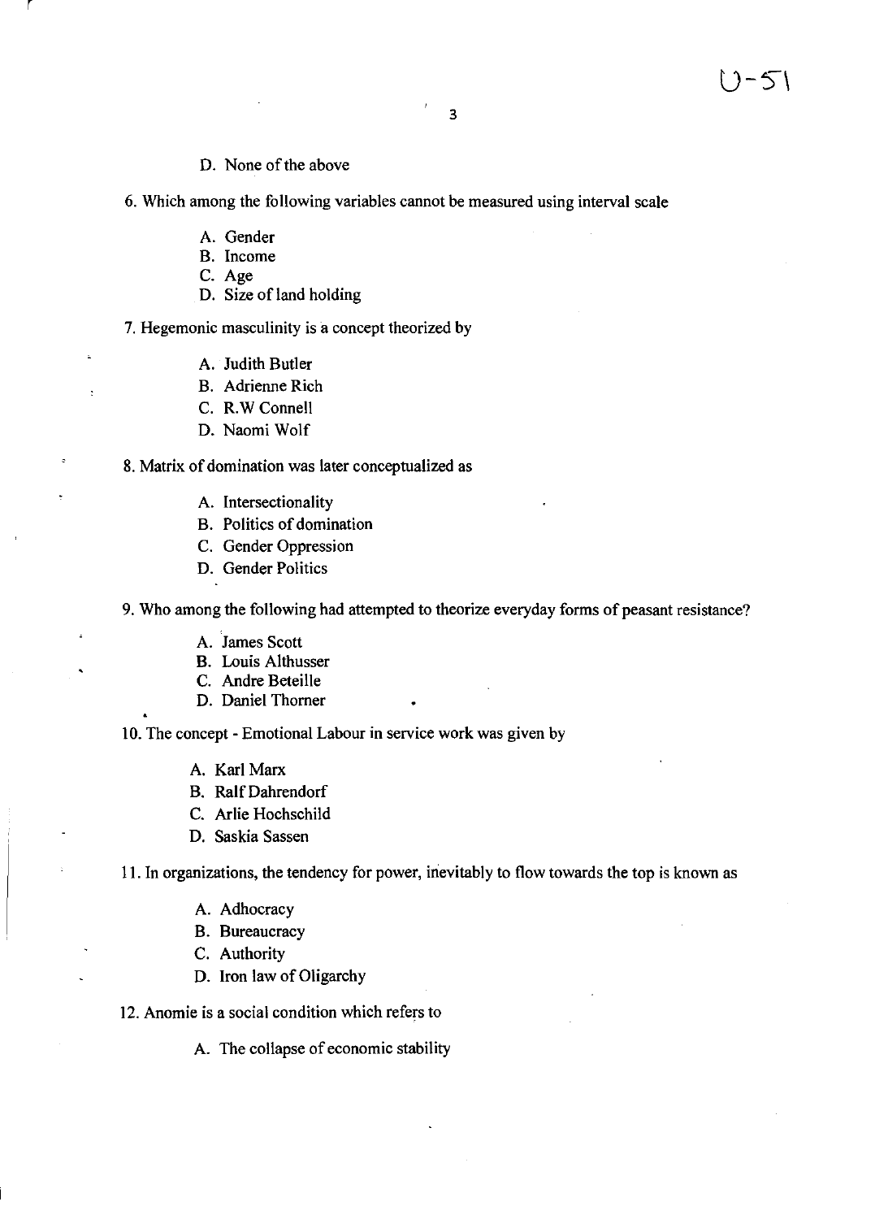D. None of the above

6. Which among the following variables cannot be measured using interval scale

  A. Gender
  B. Income
  C. Age
  D. Size of land holding

7. Hegemonic masculinity is a concept theorized by

  A. Judith Butler
  B. Adrienne Rich
  C. R.W Connell
  D. Naomi Wolf

8. Matrix of domination was later conceptualized as

  A. Intersectionality
  B. Politics of domination
  C. Gender Oppression
  D. Gender Politics

9. Who among the following had attempted to theorize everyday forms of peasant resistance?

  A. James Scott
  B. Louis Althusser
  C. Andre Beteille
  D. Daniel Thorner

10. The concept - Emotional Labour in service work was given by

  A. Karl Marx
  B. Ralf Dahrendorf
  C. Arlie Hochschild
  D. Saskia Sassen

11. In organizations, the tendency for power, inevitably to flow towards the top is known as

  A. Adhocracy
  B. Bureaucracy
  C. Authority
  D. Iron law of Oligarchy

12. Anomie is a social condition which refers to

  A. The collapse of economic stability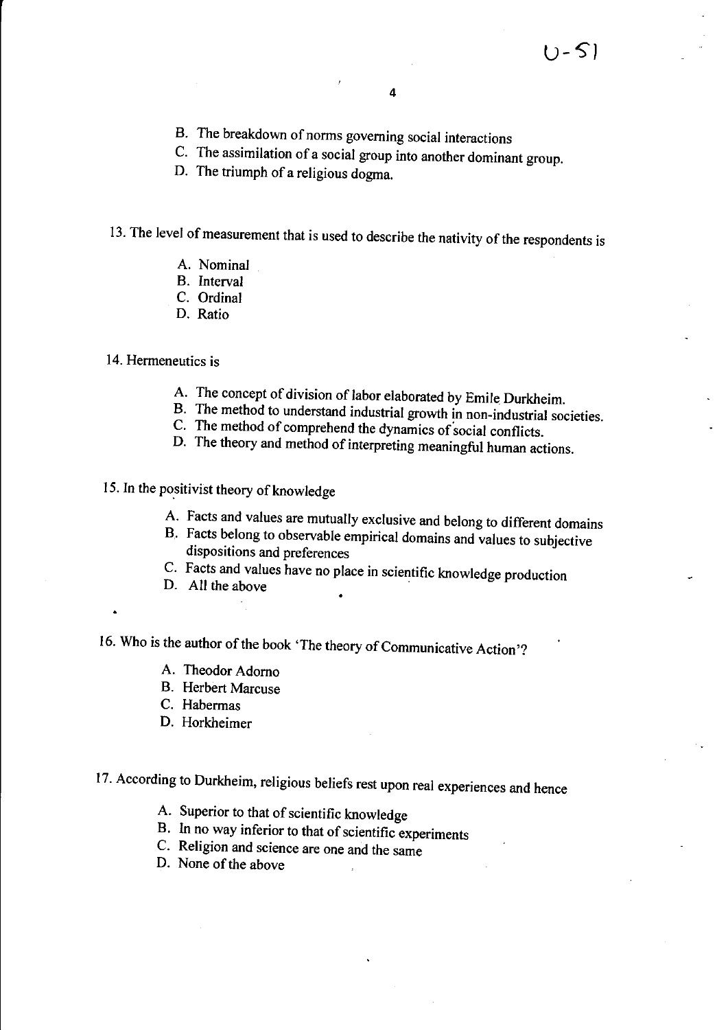B. The breakdown of norms governing social interactions
C. The assimilation of a social group into another dominant group.
D. The triumph of a religious dogma.

13. The level of measurement that is used to describe the nativity of the respondents is

A. Nominal
B. Interval
C. Ordinal
D. Ratio

14. Hermeneutics is

A. The concept of division of labor elaborated by Emile Durkheim.
B. The method to understand industrial growth in non-industrial societies.
C. The method of comprehend the dynamics of social conflicts.
D. The theory and method of interpreting meaningful human actions.

15. In the positivist theory of knowledge

A. Facts and values are mutually exclusive and belong to different domains
B. Facts belong to observable empirical domains and values to subjective dispositions and preferences
C. Facts and values have no place in scientific knowledge production
D. All the above

16. Who is the author of the book 'The theory of Communicative Action'?

A. Theodor Adorno
B. Herbert Marcuse
C. Habermas
D. Horkheimer

17. According to Durkheim, religious beliefs rest upon real experiences and hence

A. Superior to that of scientific knowledge
B. In no way inferior to that of scientific experiments
C. Religion and science are one and the same
D. None of the above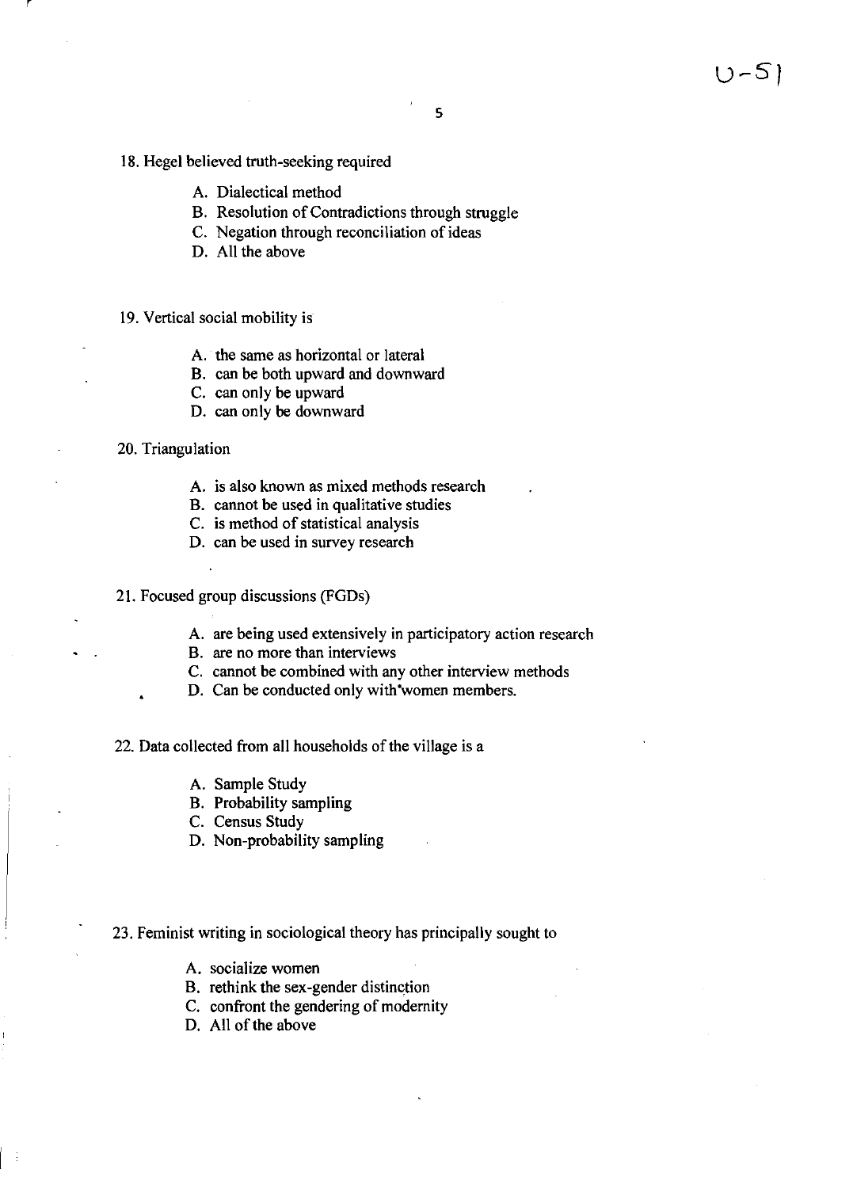18. Hegel believed truth-seeking required

   A. Dialectical method
   B. Resolution of Contradictions through struggle
   C. Negation through reconciliation of ideas
   D. All the above

19. Vertical social mobility is

   A. the same as horizontal or lateral
   B. can be both upward and downward
   C. can only be upward
   D. can only be downward

20. Triangulation

   A. is also known as mixed methods research
   B. cannot be used in qualitative studies
   C. is method of statistical analysis
   D. can be used in survey research

21. Focused group discussions (FGDs)

   A. are being used extensively in participatory action research
   B. are no more than interviews
   C. cannot be combined with any other interview methods
   D. Can be conducted only with women members.

22. Data collected from all households of the village is a

   A. Sample Study
   B. Probability sampling
   C. Census Study
   D. Non-probability sampling

23. Feminist writing in sociological theory has principally sought to

   A. socialize women
   B. rethink the sex-gender distinction
   C. confront the gendering of modernity
   D. All of the above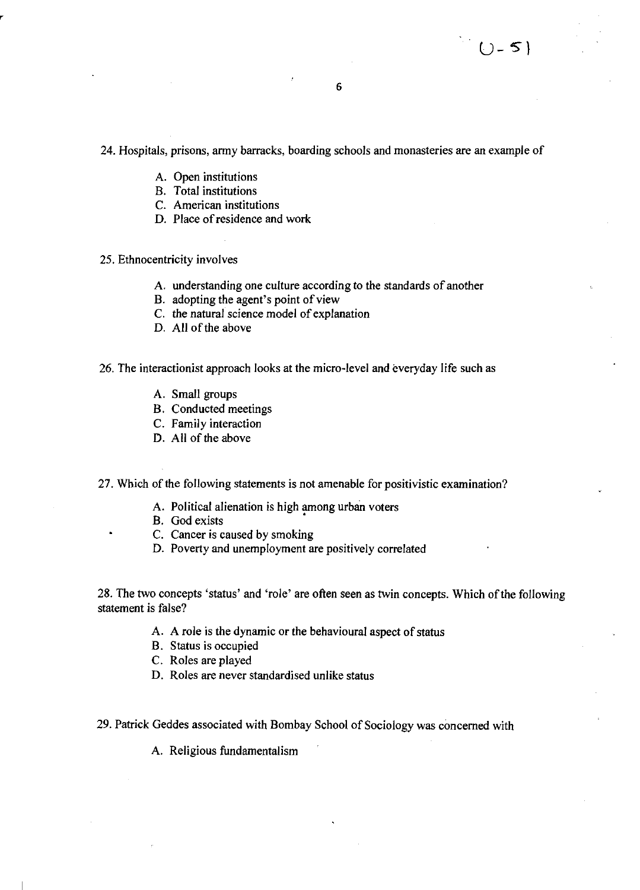24. Hospitals, prisons, army barracks, boarding schools and monasteries are an example of

A. Open institutions
B. Total institutions
C. American institutions
D. Place of residence and work

25. Ethnocentricity involves

A. understanding one culture according to the standards of another
B. adopting the agent's point of view
C. the natural science model of explanation
D. All of the above

26. The interactionist approach looks at the micro-level and everyday life such as

A. Small groups
B. Conducted meetings
C. Family interaction
D. All of the above

27. Which of the following statements is not amenable for positivistic examination?

A. Political alienation is high among urban voters
B. God exists
C. Cancer is caused by smoking
D. Poverty and unemployment are positively correlated

28. The two concepts 'status' and 'role' are often seen as twin concepts. Which of the following statement is false?

A. A role is the dynamic or the behavioural aspect of status
B. Status is occupied
C. Roles are played
D. Roles are never standardised unlike status

29. Patrick Geddes associated with Bombay School of Sociology was concerned with

A. Religious fundamentalism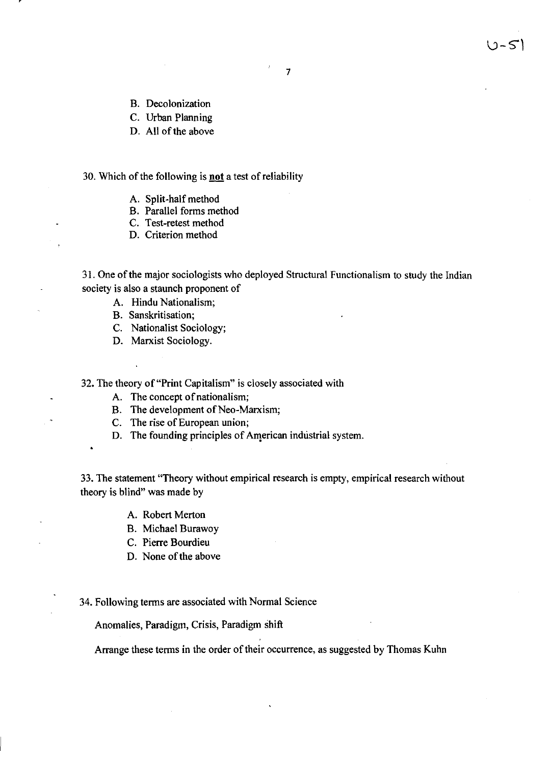B. Decolonization
C. Urban Planning
D. All of the above

30. Which of the following is **not** a test of reliability

A. Split-half method
B. Parallel forms method
C. Test-retest method
D. Criterion method

31. One of the major sociologists who deployed Structural Functionalism to study the Indian society is also a staunch proponent of

A. Hindu Nationalism;
B. Sanskritisation;
C. Nationalist Sociology;
D. Marxist Sociology.

32. The theory of "Print Capitalism" is closely associated with

A. The concept of nationalism;
B. The development of Neo-Marxism;
C. The rise of European union;
D. The founding principles of American industrial system.

33. The statement "Theory without empirical research is empty, empirical research without theory is blind" was made by

A. Robert Merton
B. Michael Burawoy
C. Pierre Bourdieu
D. None of the above

34. Following terms are associated with Normal Science

Anomalies, Paradigm, Crisis, Paradigm shift

Arrange these terms in the order of their occurrence, as suggested by Thomas Kuhn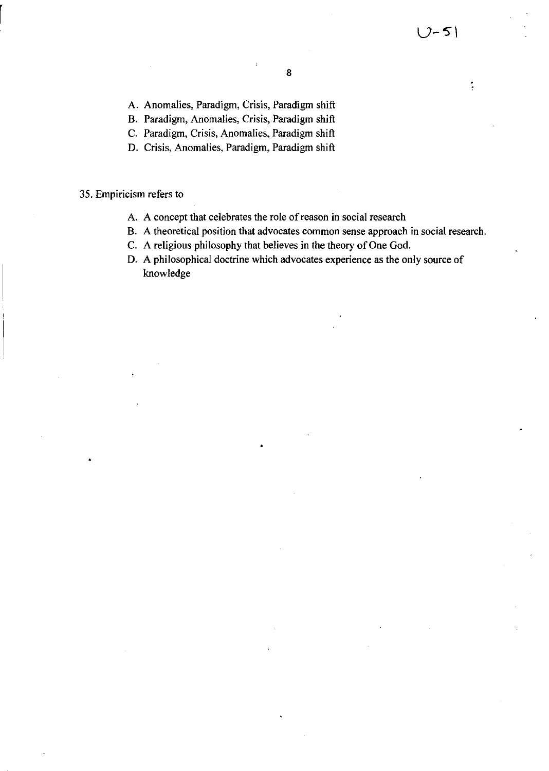A. Anomalies, Paradigm, Crisis, Paradigm shift
B. Paradigm, Anomalies, Crisis, Paradigm shift
C. Paradigm, Crisis, Anomalies, Paradigm shift
D. Crisis, Anomalies, Paradigm, Paradigm shift

35. Empiricism refers to

A. A concept that celebrates the role of reason in social research
B. A theoretical position that advocates common sense approach in social research.
C. A religious philosophy that believes in the theory of One God.
D. A philosophical doctrine which advocates experience as the only source of knowledge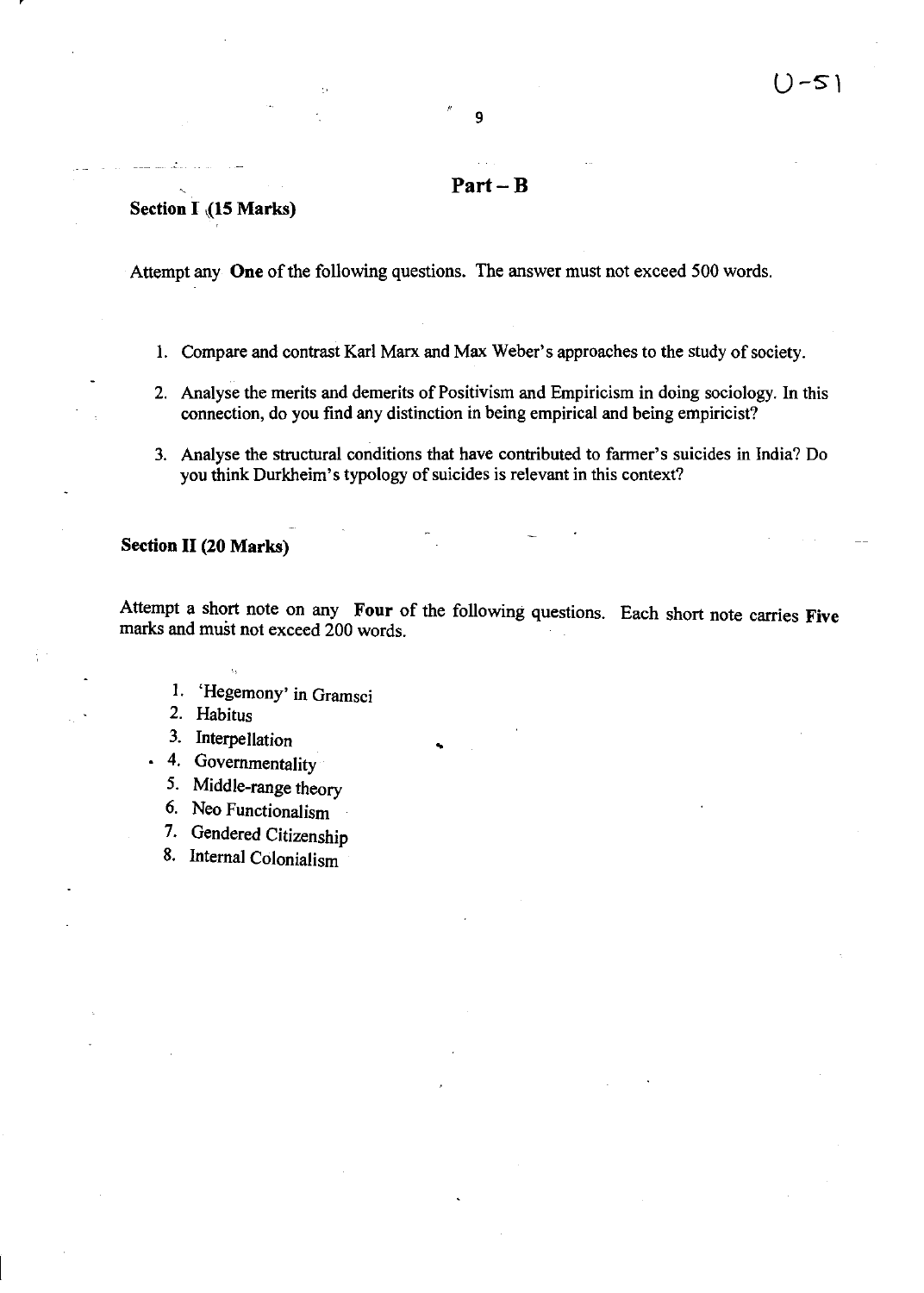## Part – B

### Section I (15 Marks)

Attempt any **One** of the following questions. The answer must not exceed 500 words.

1. Compare and contrast Karl Marx and Max Weber's approaches to the study of society.
2. Analyse the merits and demerits of Positivism and Empiricism in doing sociology. In this connection, do you find any distinction in being empirical and being empiricist?
3. Analyse the structural conditions that have contributed to farmer's suicides in India? Do you think Durkheim's typology of suicides is relevant in this context?

### Section II (20 Marks)

Attempt a short note on any **Four** of the following questions. Each short note carries **Five** marks and must not exceed 200 words.

1. 'Hegemony' in Gramsci
2. Habitus
3. Interpellation
4. Governmentality
5. Middle-range theory
6. Neo Functionalism
7. Gendered Citizenship
8. Internal Colonialism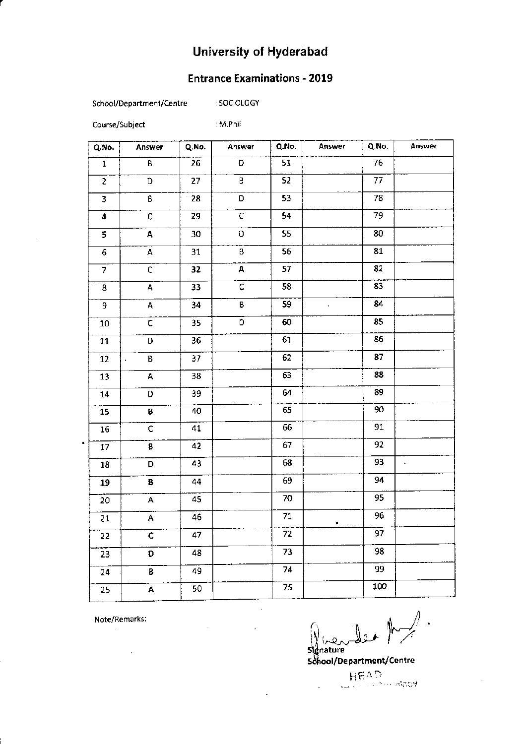# University of Hyderabad

## Entrance Examinations - 2019

School/Department/Centre : SOCIOLOGY

Course/Subject : M.Phil

| Q.No. | Answer | Q.No. | Answer | Q.No. | Answer | Q.No. | Answer |
|---|---|---|---|---|---|---|---|
| 1 | B | 26 | D | 51 | | 76 | |
| 2 | D | 27 | B | 52 | | 77 | |
| 3 | B | 28 | D | 53 | | 78 | |
| 4 | C | 29 | C | 54 | | 79 | |
| 5 | A | 30 | D | 55 | | 80 | |
| 6 | A | 31 | B | 56 | | 81 | |
| 7 | C | 32 | A | 57 | | 82 | |
| 8 | A | 33 | C | 58 | | 83 | |
| 9 | A | 34 | B | 59 | | 84 | |
| 10 | C | 35 | D | 60 | | 85 | |
| 11 | D | 36 | | 61 | | 86 | |
| 12 | B | 37 | | 62 | | 87 | |
| 13 | A | 38 | | 63 | | 88 | |
| 14 | D | 39 | | 64 | | 89 | |
| 15 | B | 40 | | 65 | | 90 | |
| 16 | C | 41 | | 66 | | 91 | |
| 17 | B | 42 | | 67 | | 92 | |
| 18 | D | 43 | | 68 | | 93 | |
| 19 | B | 44 | | 69 | | 94 | |
| 20 | A | 45 | | 70 | | 95 | |
| 21 | A | 46 | | 71 | | 96 | |
| 22 | C | 47 | | 72 | | 97 | |
| 23 | D | 48 | | 73 | | 98 | |
| 24 | B | 49 | | 74 | | 99 | |
| 25 | A | 50 | | 75 | | 100 | |

Note/Remarks:

Signature
School/Department/Centre

HEAD